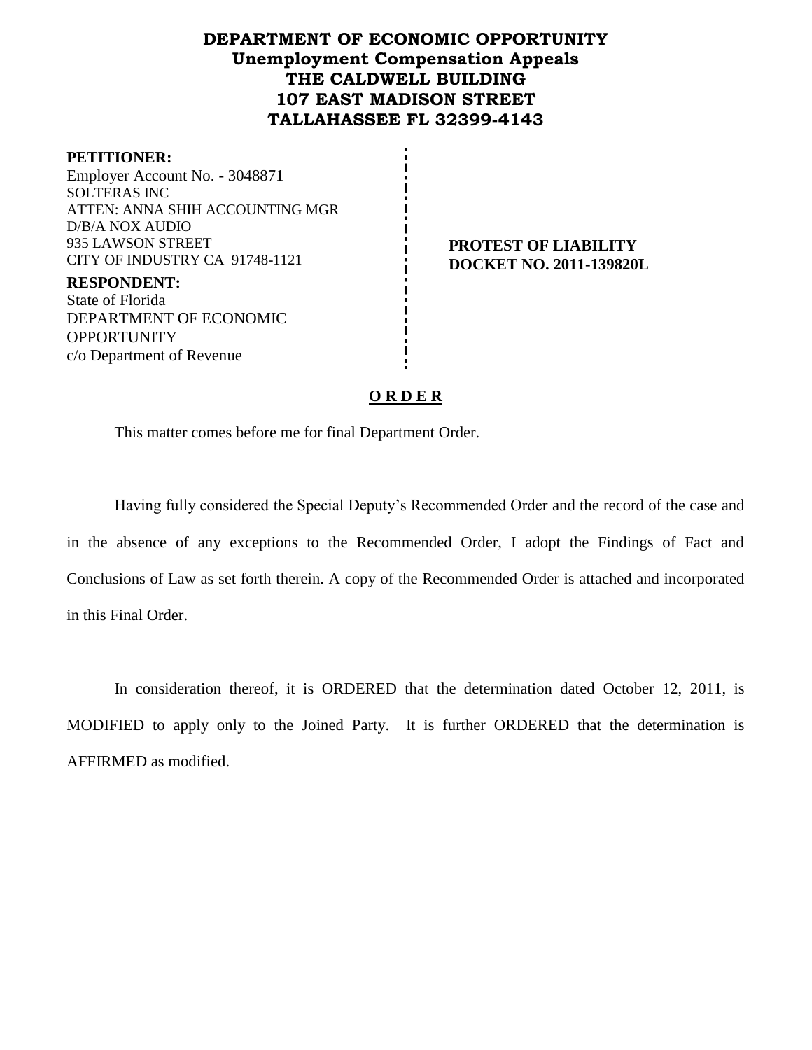# DEPARTMENT OF ECONOMIC OPPORTUNITY
## Unemployment Compensation Appeals
## THE CALDWELL BUILDING
## 107 EAST MADISON STREET
## TALLAHASSEE FL 32399-4143

**PETITIONER:**
Employer Account No. - 3048871
SOLTERAS INC
ATTEN: ANNA SHIH ACCOUNTING MGR
D/B/A NOX AUDIO
935 LAWSON STREET
CITY OF INDUSTRY CA 91748-1121

**RESPONDENT:**
State of Florida
DEPARTMENT OF ECONOMIC OPPORTUNITY
c/o Department of Revenue

**PROTEST OF LIABILITY**
**DOCKET NO. 2011-139820L**

**O R D E R**

This matter comes before me for final Department Order.

Having fully considered the Special Deputy's Recommended Order and the record of the case and in the absence of any exceptions to the Recommended Order, I adopt the Findings of Fact and Conclusions of Law as set forth therein. A copy of the Recommended Order is attached and incorporated in this Final Order.

In consideration thereof, it is ORDERED that the determination dated October 12, 2011, is MODIFIED to apply only to the Joined Party. It is further ORDERED that the determination is AFFIRMED as modified.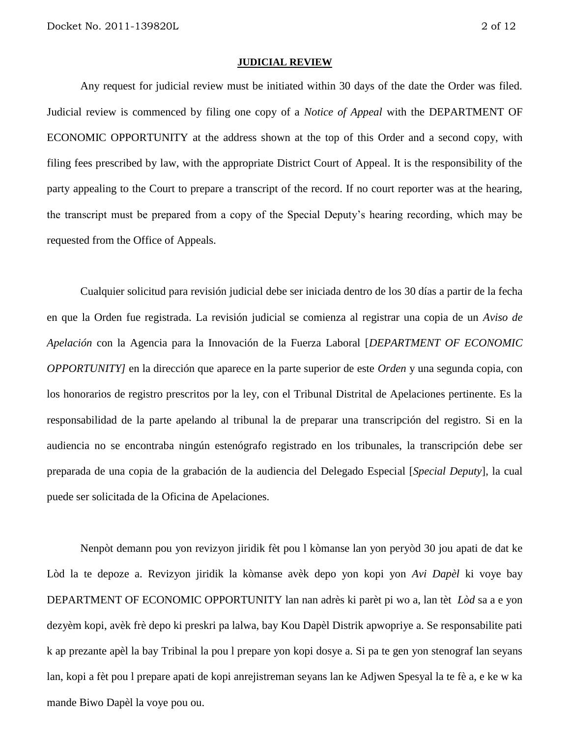**JUDICIAL REVIEW**

Any request for judicial review must be initiated within 30 days of the date the Order was filed. Judicial review is commenced by filing one copy of a *Notice of Appeal* with the DEPARTMENT OF ECONOMIC OPPORTUNITY at the address shown at the top of this Order and a second copy, with filing fees prescribed by law, with the appropriate District Court of Appeal. It is the responsibility of the party appealing to the Court to prepare a transcript of the record. If no court reporter was at the hearing, the transcript must be prepared from a copy of the Special Deputy's hearing recording, which may be requested from the Office of Appeals.

Cualquier solicitud para revisión judicial debe ser iniciada dentro de los 30 días a partir de la fecha en que la Orden fue registrada. La revisión judicial se comienza al registrar una copia de un *Aviso de Apelación* con la Agencia para la Innovación de la Fuerza Laboral [*DEPARTMENT OF ECONOMIC OPPORTUNITY]* en la dirección que aparece en la parte superior de este *Orden* y una segunda copia, con los honorarios de registro prescritos por la ley, con el Tribunal Distrital de Apelaciones pertinente. Es la responsabilidad de la parte apelando al tribunal la de preparar una transcripción del registro. Si en la audiencia no se encontraba ningún estenógrafo registrado en los tribunales, la transcripción debe ser preparada de una copia de la grabación de la audiencia del Delegado Especial [*Special Deputy*], la cual puede ser solicitada de la Oficina de Apelaciones.

Nenpòt demann pou yon revizyon jiridik fèt pou l kòmanse lan yon peryòd 30 jou apati de dat ke Lòd la te depoze a. Revizyon jiridik la kòmanse avèk depo yon kopi yon *Avi Dapèl* ki voye bay DEPARTMENT OF ECONOMIC OPPORTUNITY lan nan adrès ki parèt pi wo a, lan tèt *Lòd* sa a e yon dezyèm kopi, avèk frè depo ki preskri pa lalwa, bay Kou Dapèl Distrik apwopriye a. Se responsabilite pati k ap prezante apèl la bay Tribinal la pou l prepare yon kopi dosye a. Si pa te gen yon stenograf lan seyans lan, kopi a fèt pou l prepare apati de kopi anrejistreman seyans lan ke Adjwen Spesyal la te fè a, e ke w ka mande Biwo Dapèl la voye pou ou.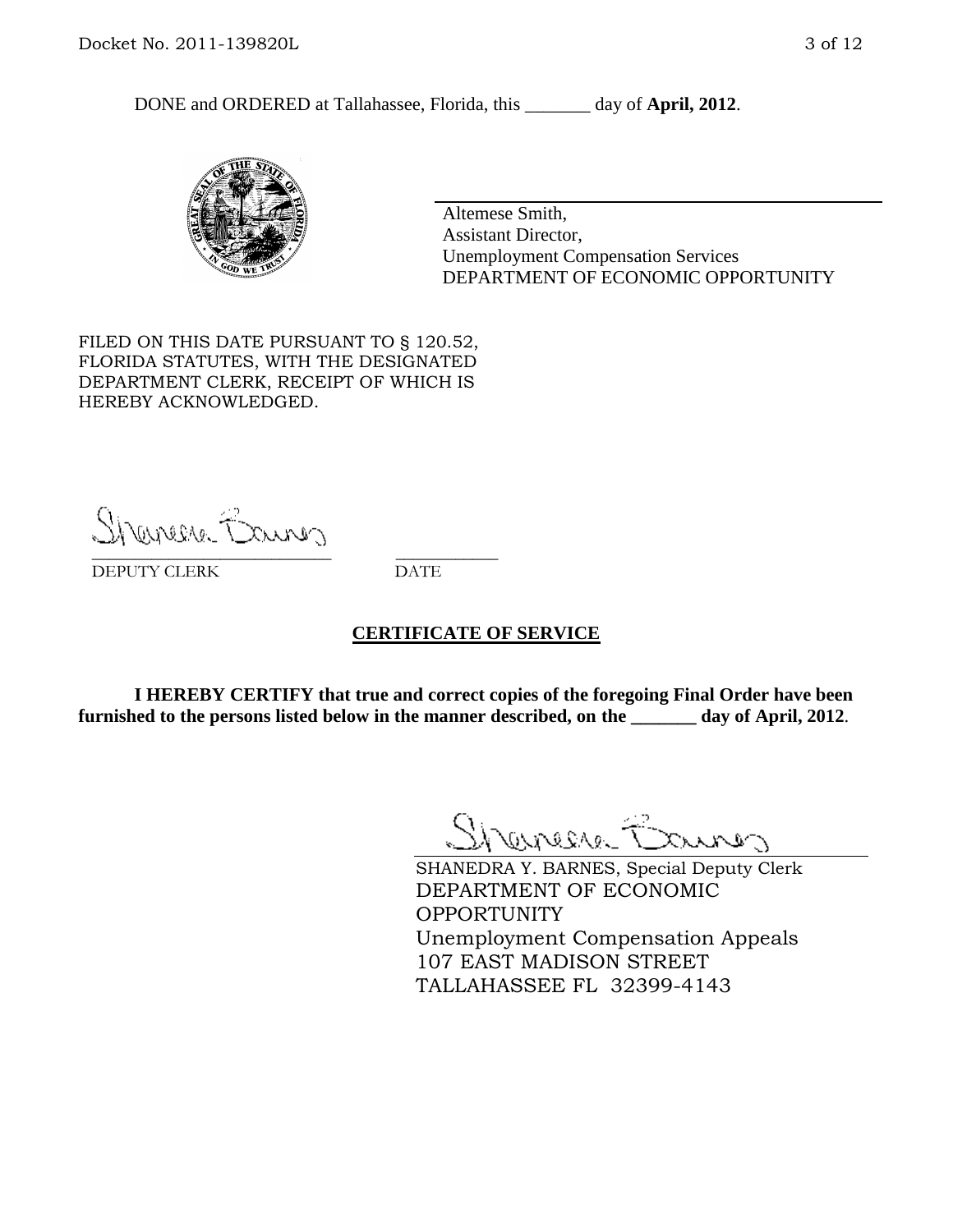DONE and ORDERED at Tallahassee, Florida, this _______ day of **April, 2012**.

Altemese Smith,
Assistant Director,
Unemployment Compensation Services
DEPARTMENT OF ECONOMIC OPPORTUNITY

FILED ON THIS DATE PURSUANT TO § 120.52, FLORIDA STATUTES, WITH THE DESIGNATED DEPARTMENT CLERK, RECEIPT OF WHICH IS HEREBY ACKNOWLEDGED.

___________________________ ___________
DEPUTY CLERK DATE

## CERTIFICATE OF SERVICE

**I HEREBY CERTIFY that true and correct copies of the foregoing Final Order have been furnished to the persons listed below in the manner described, on the _______ day of April, 2012**.

SHANEDRA Y. BARNES, Special Deputy Clerk
DEPARTMENT OF ECONOMIC OPPORTUNITY
Unemployment Compensation Appeals
107 EAST MADISON STREET
TALLAHASSEE FL 32399-4143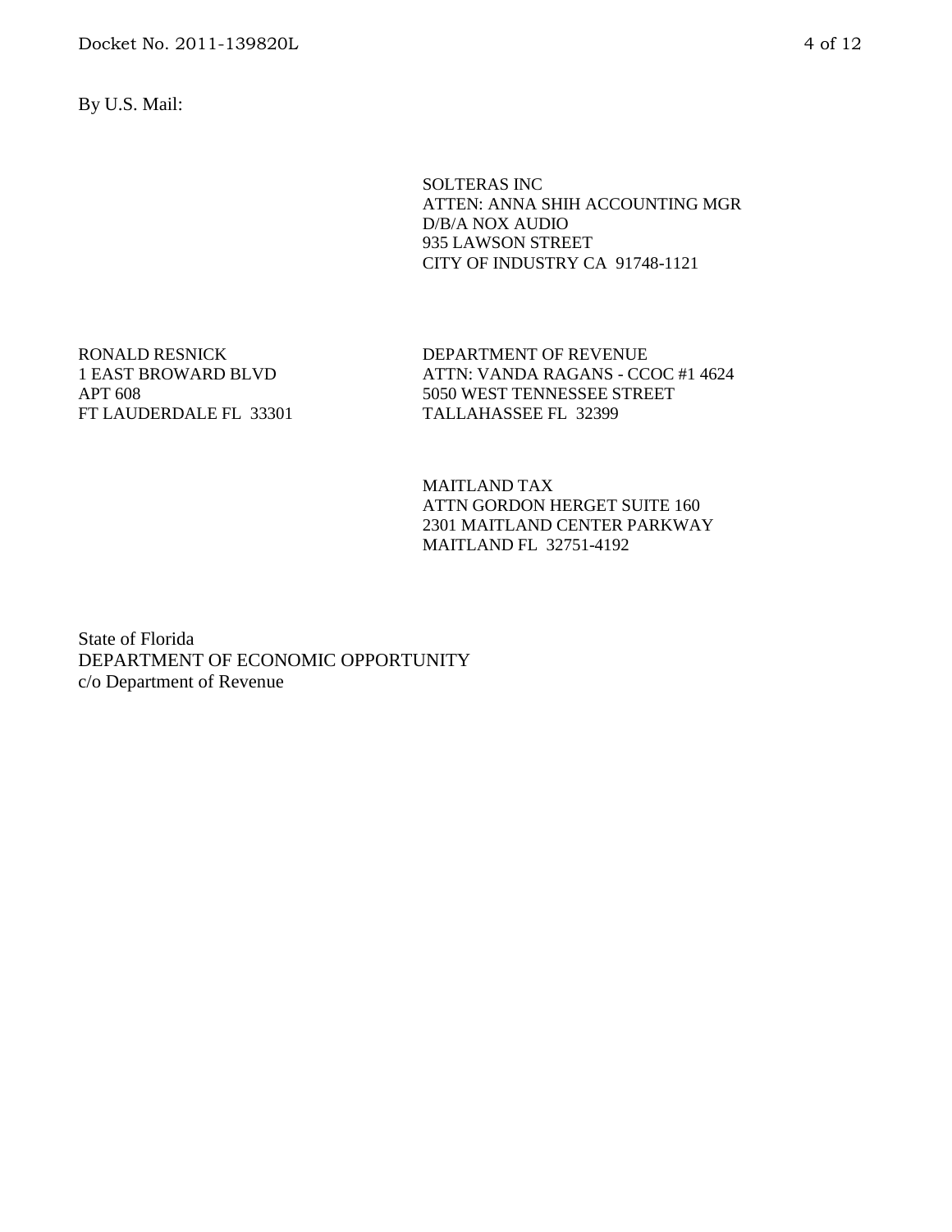By U.S. Mail:

SOLTERAS INC  
ATTEN: ANNA SHIH ACCOUNTING MGR  
D/B/A NOX AUDIO  
935 LAWSON STREET  
CITY OF INDUSTRY CA 91748-1121

RONALD RESNICK  
1 EAST BROWARD BLVD  
APT 608  
FT LAUDERDALE FL 33301

DEPARTMENT OF REVENUE  
ATTN: VANDA RAGANS - CCOC #1 4624  
5050 WEST TENNESSEE STREET  
TALLAHASSEE FL 32399

MAITLAND TAX  
ATTN GORDON HERGET SUITE 160  
2301 MAITLAND CENTER PARKWAY  
MAITLAND FL 32751-4192

State of Florida  
DEPARTMENT OF ECONOMIC OPPORTUNITY  
c/o Department of Revenue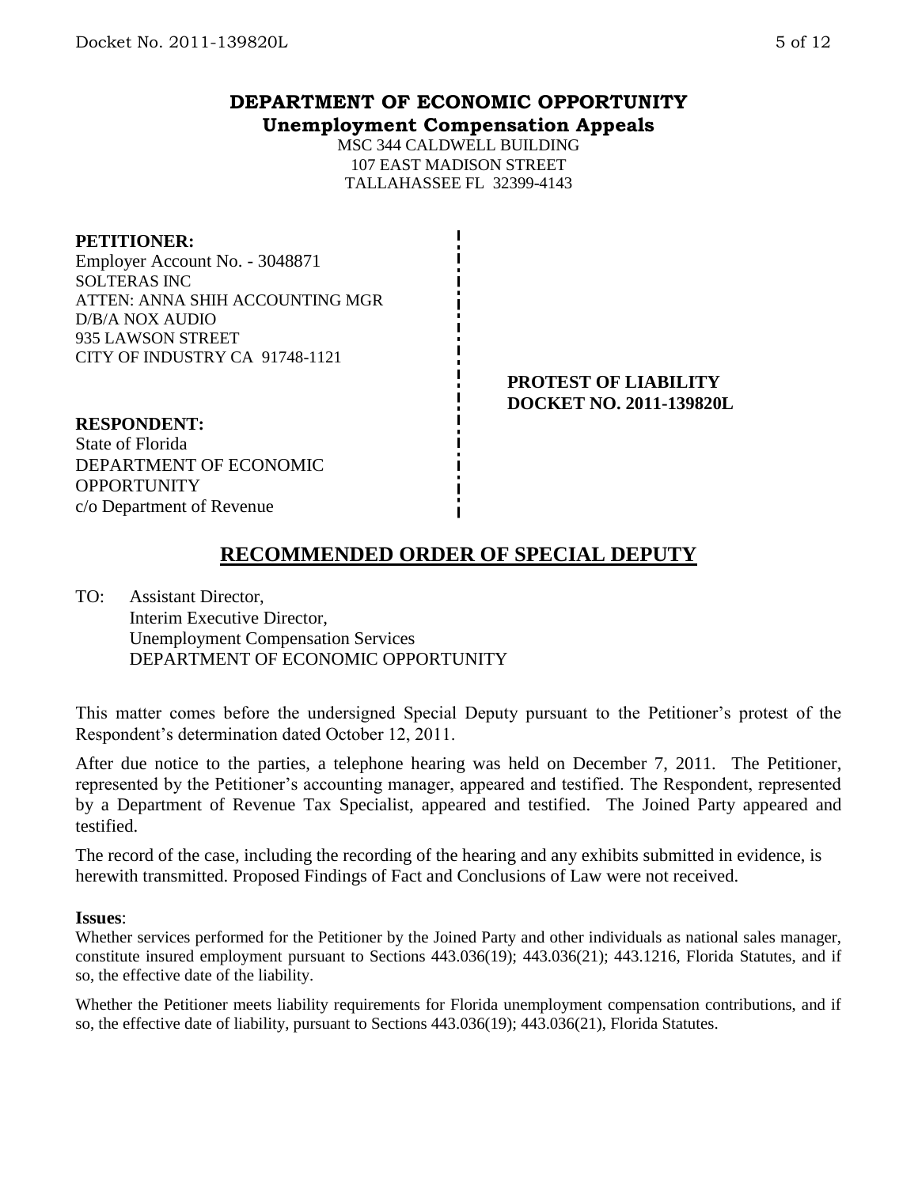## DEPARTMENT OF ECONOMIC OPPORTUNITY
### Unemployment Compensation Appeals

MSC 344 CALDWELL BUILDING
107 EAST MADISON STREET
TALLAHASSEE FL 32399-4143

**PETITIONER:**
Employer Account No. - 3048871
SOLTERAS INC
ATTEN: ANNA SHIH ACCOUNTING MGR
D/B/A NOX AUDIO
935 LAWSON STREET
CITY OF INDUSTRY CA 91748-1121

**PROTEST OF LIABILITY**
**DOCKET NO. 2011-139820L**

**RESPONDENT:**
State of Florida
DEPARTMENT OF ECONOMIC OPPORTUNITY
c/o Department of Revenue

## RECOMMENDED ORDER OF SPECIAL DEPUTY

TO: Assistant Director,
Interim Executive Director,
Unemployment Compensation Services
DEPARTMENT OF ECONOMIC OPPORTUNITY

This matter comes before the undersigned Special Deputy pursuant to the Petitioner's protest of the Respondent's determination dated October 12, 2011.

After due notice to the parties, a telephone hearing was held on December 7, 2011. The Petitioner, represented by the Petitioner's accounting manager, appeared and testified. The Respondent, represented by a Department of Revenue Tax Specialist, appeared and testified. The Joined Party appeared and testified.

The record of the case, including the recording of the hearing and any exhibits submitted in evidence, is herewith transmitted. Proposed Findings of Fact and Conclusions of Law were not received.

**Issues**:

Whether services performed for the Petitioner by the Joined Party and other individuals as national sales manager, constitute insured employment pursuant to Sections 443.036(19); 443.036(21); 443.1216, Florida Statutes, and if so, the effective date of the liability.

Whether the Petitioner meets liability requirements for Florida unemployment compensation contributions, and if so, the effective date of liability, pursuant to Sections 443.036(19); 443.036(21), Florida Statutes.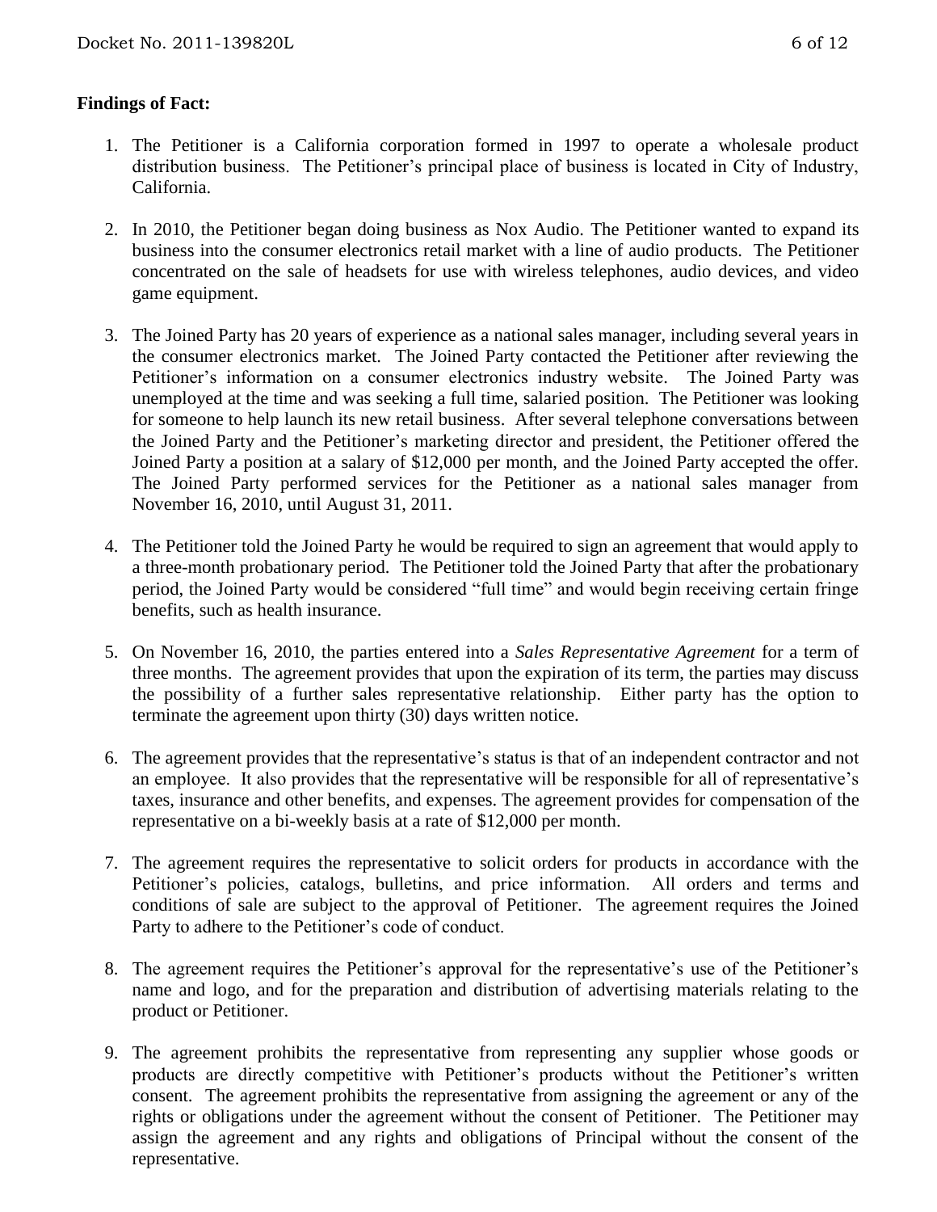**Findings of Fact:**

1. The Petitioner is a California corporation formed in 1997 to operate a wholesale product distribution business. The Petitioner's principal place of business is located in City of Industry, California.

2. In 2010, the Petitioner began doing business as Nox Audio. The Petitioner wanted to expand its business into the consumer electronics retail market with a line of audio products. The Petitioner concentrated on the sale of headsets for use with wireless telephones, audio devices, and video game equipment.

3. The Joined Party has 20 years of experience as a national sales manager, including several years in the consumer electronics market. The Joined Party contacted the Petitioner after reviewing the Petitioner's information on a consumer electronics industry website. The Joined Party was unemployed at the time and was seeking a full time, salaried position. The Petitioner was looking for someone to help launch its new retail business. After several telephone conversations between the Joined Party and the Petitioner's marketing director and president, the Petitioner offered the Joined Party a position at a salary of $12,000 per month, and the Joined Party accepted the offer. The Joined Party performed services for the Petitioner as a national sales manager from November 16, 2010, until August 31, 2011.

4. The Petitioner told the Joined Party he would be required to sign an agreement that would apply to a three-month probationary period. The Petitioner told the Joined Party that after the probationary period, the Joined Party would be considered "full time" and would begin receiving certain fringe benefits, such as health insurance.

5. On November 16, 2010, the parties entered into a *Sales Representative Agreement* for a term of three months. The agreement provides that upon the expiration of its term, the parties may discuss the possibility of a further sales representative relationship. Either party has the option to terminate the agreement upon thirty (30) days written notice.

6. The agreement provides that the representative's status is that of an independent contractor and not an employee. It also provides that the representative will be responsible for all of representative's taxes, insurance and other benefits, and expenses. The agreement provides for compensation of the representative on a bi-weekly basis at a rate of $12,000 per month.

7. The agreement requires the representative to solicit orders for products in accordance with the Petitioner's policies, catalogs, bulletins, and price information. All orders and terms and conditions of sale are subject to the approval of Petitioner. The agreement requires the Joined Party to adhere to the Petitioner's code of conduct.

8. The agreement requires the Petitioner's approval for the representative's use of the Petitioner's name and logo, and for the preparation and distribution of advertising materials relating to the product or Petitioner.

9. The agreement prohibits the representative from representing any supplier whose goods or products are directly competitive with Petitioner's products without the Petitioner's written consent. The agreement prohibits the representative from assigning the agreement or any of the rights or obligations under the agreement without the consent of Petitioner. The Petitioner may assign the agreement and any rights and obligations of Principal without the consent of the representative.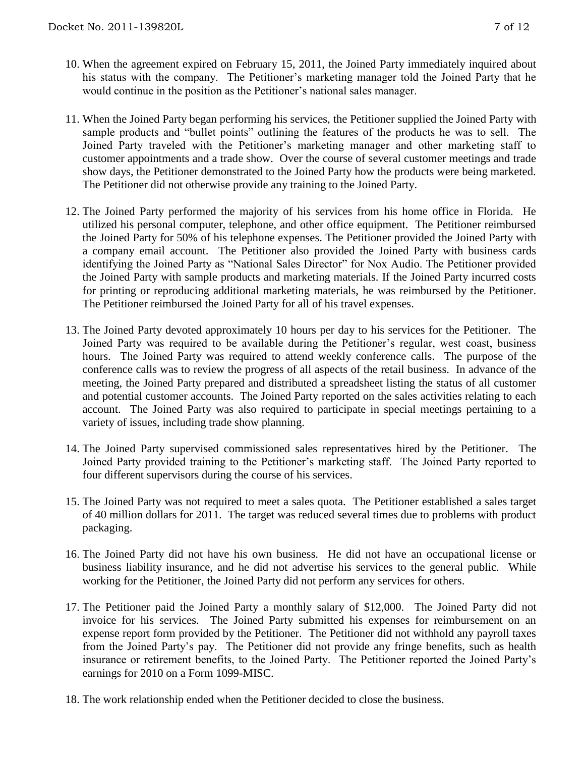10. When the agreement expired on February 15, 2011, the Joined Party immediately inquired about his status with the company. The Petitioner's marketing manager told the Joined Party that he would continue in the position as the Petitioner's national sales manager.

11. When the Joined Party began performing his services, the Petitioner supplied the Joined Party with sample products and "bullet points" outlining the features of the products he was to sell. The Joined Party traveled with the Petitioner's marketing manager and other marketing staff to customer appointments and a trade show. Over the course of several customer meetings and trade show days, the Petitioner demonstrated to the Joined Party how the products were being marketed. The Petitioner did not otherwise provide any training to the Joined Party.

12. The Joined Party performed the majority of his services from his home office in Florida. He utilized his personal computer, telephone, and other office equipment. The Petitioner reimbursed the Joined Party for 50% of his telephone expenses. The Petitioner provided the Joined Party with a company email account. The Petitioner also provided the Joined Party with business cards identifying the Joined Party as "National Sales Director" for Nox Audio. The Petitioner provided the Joined Party with sample products and marketing materials. If the Joined Party incurred costs for printing or reproducing additional marketing materials, he was reimbursed by the Petitioner. The Petitioner reimbursed the Joined Party for all of his travel expenses.

13. The Joined Party devoted approximately 10 hours per day to his services for the Petitioner. The Joined Party was required to be available during the Petitioner's regular, west coast, business hours. The Joined Party was required to attend weekly conference calls. The purpose of the conference calls was to review the progress of all aspects of the retail business. In advance of the meeting, the Joined Party prepared and distributed a spreadsheet listing the status of all customer and potential customer accounts. The Joined Party reported on the sales activities relating to each account. The Joined Party was also required to participate in special meetings pertaining to a variety of issues, including trade show planning.

14. The Joined Party supervised commissioned sales representatives hired by the Petitioner. The Joined Party provided training to the Petitioner's marketing staff. The Joined Party reported to four different supervisors during the course of his services.

15. The Joined Party was not required to meet a sales quota. The Petitioner established a sales target of 40 million dollars for 2011. The target was reduced several times due to problems with product packaging.

16. The Joined Party did not have his own business. He did not have an occupational license or business liability insurance, and he did not advertise his services to the general public. While working for the Petitioner, the Joined Party did not perform any services for others.

17. The Petitioner paid the Joined Party a monthly salary of $12,000. The Joined Party did not invoice for his services. The Joined Party submitted his expenses for reimbursement on an expense report form provided by the Petitioner. The Petitioner did not withhold any payroll taxes from the Joined Party's pay. The Petitioner did not provide any fringe benefits, such as health insurance or retirement benefits, to the Joined Party. The Petitioner reported the Joined Party's earnings for 2010 on a Form 1099-MISC.

18. The work relationship ended when the Petitioner decided to close the business.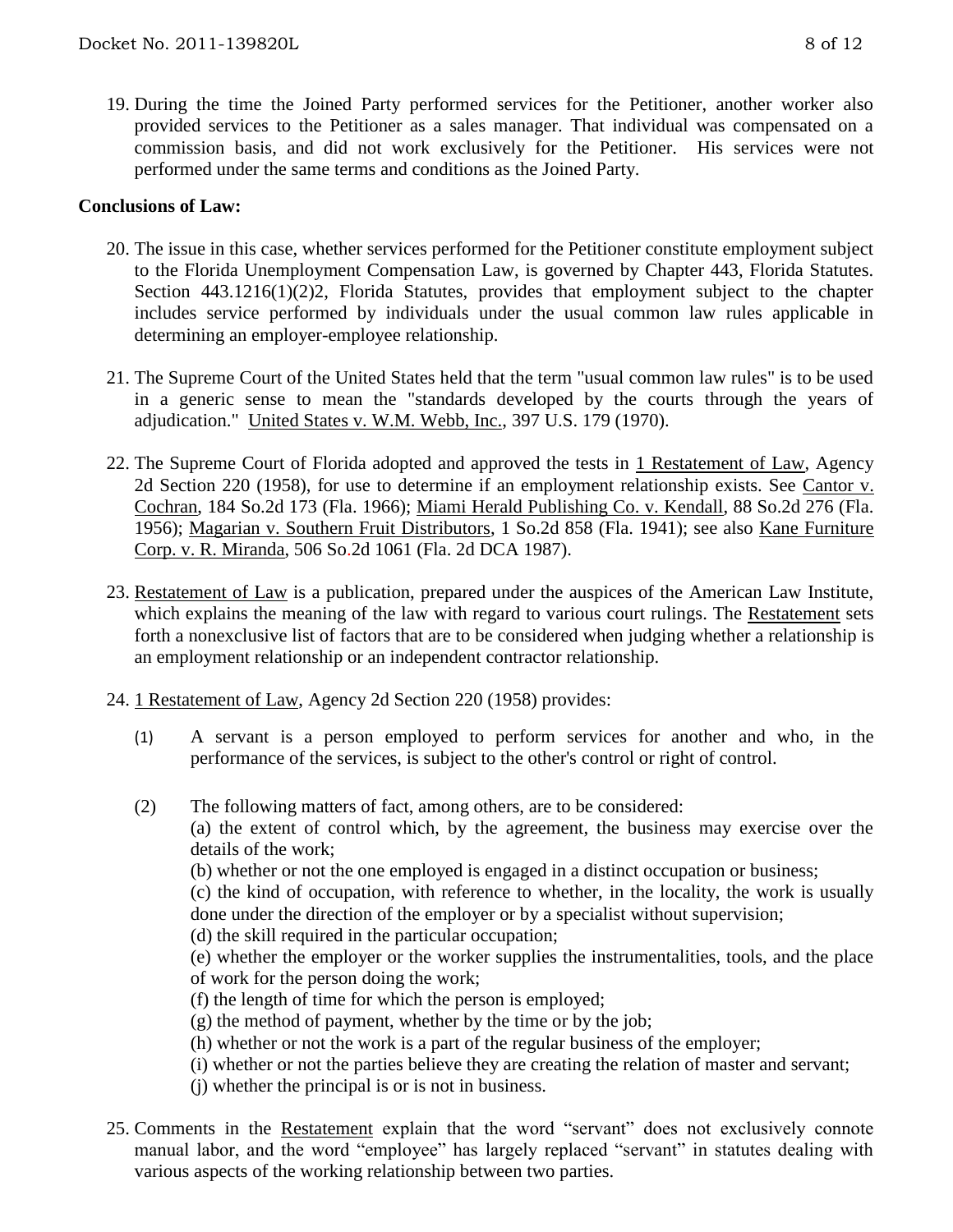19. During the time the Joined Party performed services for the Petitioner, another worker also provided services to the Petitioner as a sales manager. That individual was compensated on a commission basis, and did not work exclusively for the Petitioner. His services were not performed under the same terms and conditions as the Joined Party.

**Conclusions of Law:**

20. The issue in this case, whether services performed for the Petitioner constitute employment subject to the Florida Unemployment Compensation Law, is governed by Chapter 443, Florida Statutes. Section 443.1216(1)(2)2, Florida Statutes, provides that employment subject to the chapter includes service performed by individuals under the usual common law rules applicable in determining an employer-employee relationship.

21. The Supreme Court of the United States held that the term "usual common law rules" is to be used in a generic sense to mean the "standards developed by the courts through the years of adjudication." United States v. W.M. Webb, Inc., 397 U.S. 179 (1970).

22. The Supreme Court of Florida adopted and approved the tests in 1 Restatement of Law, Agency 2d Section 220 (1958), for use to determine if an employment relationship exists. See Cantor v. Cochran, 184 So.2d 173 (Fla. 1966); Miami Herald Publishing Co. v. Kendall, 88 So.2d 276 (Fla. 1956); Magarian v. Southern Fruit Distributors, 1 So.2d 858 (Fla. 1941); see also Kane Furniture Corp. v. R. Miranda, 506 So.2d 1061 (Fla. 2d DCA 1987).

23. Restatement of Law is a publication, prepared under the auspices of the American Law Institute, which explains the meaning of the law with regard to various court rulings. The Restatement sets forth a nonexclusive list of factors that are to be considered when judging whether a relationship is an employment relationship or an independent contractor relationship.

24. 1 Restatement of Law, Agency 2d Section 220 (1958) provides:

    (1) A servant is a person employed to perform services for another and who, in the performance of the services, is subject to the other's control or right of control.

    (2) The following matters of fact, among others, are to be considered:
    (a) the extent of control which, by the agreement, the business may exercise over the details of the work;
    (b) whether or not the one employed is engaged in a distinct occupation or business;
    (c) the kind of occupation, with reference to whether, in the locality, the work is usually done under the direction of the employer or by a specialist without supervision;
    (d) the skill required in the particular occupation;
    (e) whether the employer or the worker supplies the instrumentalities, tools, and the place of work for the person doing the work;
    (f) the length of time for which the person is employed;
    (g) the method of payment, whether by the time or by the job;
    (h) whether or not the work is a part of the regular business of the employer;
    (i) whether or not the parties believe they are creating the relation of master and servant;
    (j) whether the principal is or is not in business.

25. Comments in the Restatement explain that the word "servant" does not exclusively connote manual labor, and the word "employee" has largely replaced "servant" in statutes dealing with various aspects of the working relationship between two parties.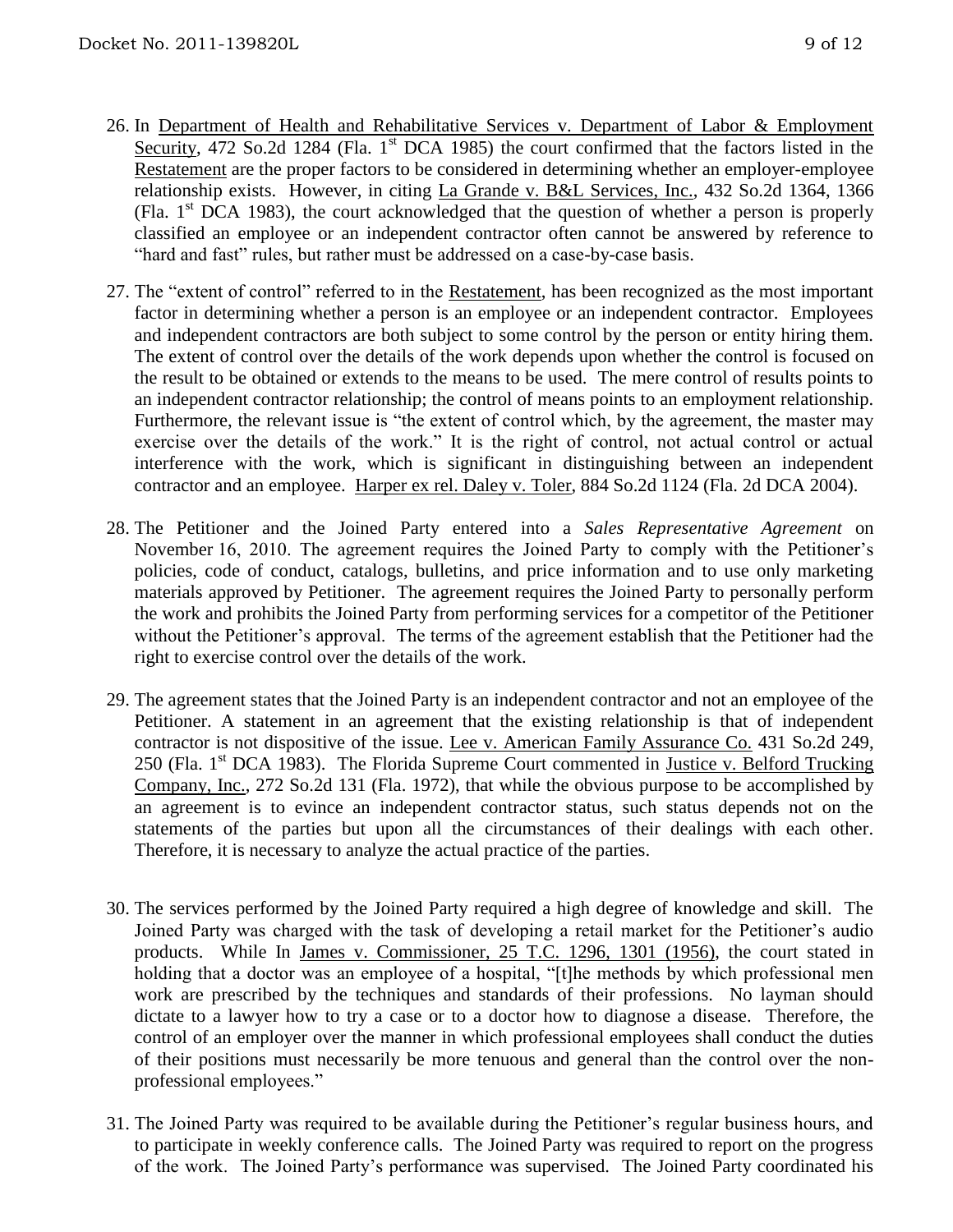26. In Department of Health and Rehabilitative Services v. Department of Labor & Employment Security, 472 So.2d 1284 (Fla. 1st DCA 1985) the court confirmed that the factors listed in the Restatement are the proper factors to be considered in determining whether an employer-employee relationship exists. However, in citing La Grande v. B&L Services, Inc., 432 So.2d 1364, 1366 (Fla. 1st DCA 1983), the court acknowledged that the question of whether a person is properly classified an employee or an independent contractor often cannot be answered by reference to "hard and fast" rules, but rather must be addressed on a case-by-case basis.

27. The "extent of control" referred to in the Restatement, has been recognized as the most important factor in determining whether a person is an employee or an independent contractor. Employees and independent contractors are both subject to some control by the person or entity hiring them. The extent of control over the details of the work depends upon whether the control is focused on the result to be obtained or extends to the means to be used. The mere control of results points to an independent contractor relationship; the control of means points to an employment relationship. Furthermore, the relevant issue is "the extent of control which, by the agreement, the master may exercise over the details of the work." It is the right of control, not actual control or actual interference with the work, which is significant in distinguishing between an independent contractor and an employee. Harper ex rel. Daley v. Toler, 884 So.2d 1124 (Fla. 2d DCA 2004).

28. The Petitioner and the Joined Party entered into a *Sales Representative Agreement* on November 16, 2010. The agreement requires the Joined Party to comply with the Petitioner's policies, code of conduct, catalogs, bulletins, and price information and to use only marketing materials approved by Petitioner. The agreement requires the Joined Party to personally perform the work and prohibits the Joined Party from performing services for a competitor of the Petitioner without the Petitioner's approval. The terms of the agreement establish that the Petitioner had the right to exercise control over the details of the work.

29. The agreement states that the Joined Party is an independent contractor and not an employee of the Petitioner. A statement in an agreement that the existing relationship is that of independent contractor is not dispositive of the issue. Lee v. American Family Assurance Co. 431 So.2d 249, 250 (Fla. 1st DCA 1983). The Florida Supreme Court commented in Justice v. Belford Trucking Company, Inc., 272 So.2d 131 (Fla. 1972), that while the obvious purpose to be accomplished by an agreement is to evince an independent contractor status, such status depends not on the statements of the parties but upon all the circumstances of their dealings with each other. Therefore, it is necessary to analyze the actual practice of the parties.

30. The services performed by the Joined Party required a high degree of knowledge and skill. The Joined Party was charged with the task of developing a retail market for the Petitioner's audio products. While In James v. Commissioner, 25 T.C. 1296, 1301 (1956), the court stated in holding that a doctor was an employee of a hospital, "[t]he methods by which professional men work are prescribed by the techniques and standards of their professions. No layman should dictate to a lawyer how to try a case or to a doctor how to diagnose a disease. Therefore, the control of an employer over the manner in which professional employees shall conduct the duties of their positions must necessarily be more tenuous and general than the control over the non-professional employees."

31. The Joined Party was required to be available during the Petitioner's regular business hours, and to participate in weekly conference calls. The Joined Party was required to report on the progress of the work. The Joined Party's performance was supervised. The Joined Party coordinated his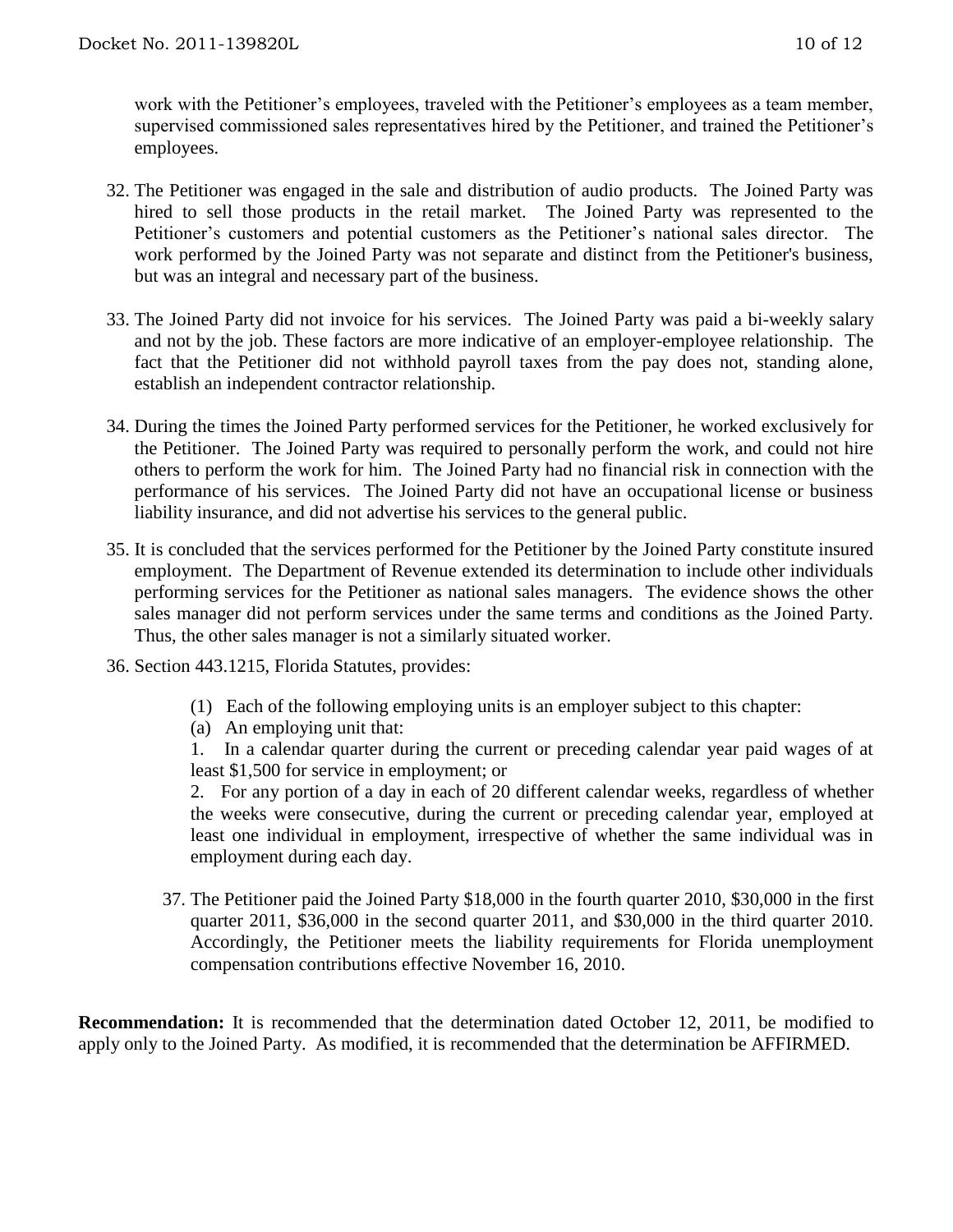work with the Petitioner's employees, traveled with the Petitioner's employees as a team member, supervised commissioned sales representatives hired by the Petitioner, and trained the Petitioner's employees.

32. The Petitioner was engaged in the sale and distribution of audio products. The Joined Party was hired to sell those products in the retail market. The Joined Party was represented to the Petitioner's customers and potential customers as the Petitioner's national sales director. The work performed by the Joined Party was not separate and distinct from the Petitioner's business, but was an integral and necessary part of the business.

33. The Joined Party did not invoice for his services. The Joined Party was paid a bi-weekly salary and not by the job. These factors are more indicative of an employer-employee relationship. The fact that the Petitioner did not withhold payroll taxes from the pay does not, standing alone, establish an independent contractor relationship.

34. During the times the Joined Party performed services for the Petitioner, he worked exclusively for the Petitioner. The Joined Party was required to personally perform the work, and could not hire others to perform the work for him. The Joined Party had no financial risk in connection with the performance of his services. The Joined Party did not have an occupational license or business liability insurance, and did not advertise his services to the general public.

35. It is concluded that the services performed for the Petitioner by the Joined Party constitute insured employment. The Department of Revenue extended its determination to include other individuals performing services for the Petitioner as national sales managers. The evidence shows the other sales manager did not perform services under the same terms and conditions as the Joined Party. Thus, the other sales manager is not a similarly situated worker.

36. Section 443.1215, Florida Statutes, provides:

    (1) Each of the following employing units is an employer subject to this chapter:

    (a) An employing unit that:

    1. In a calendar quarter during the current or preceding calendar year paid wages of at least $1,500 for service in employment; or

    2. For any portion of a day in each of 20 different calendar weeks, regardless of whether the weeks were consecutive, during the current or preceding calendar year, employed at least one individual in employment, irrespective of whether the same individual was in employment during each day.

37. The Petitioner paid the Joined Party $18,000 in the fourth quarter 2010, $30,000 in the first quarter 2011, $36,000 in the second quarter 2011, and $30,000 in the third quarter 2010. Accordingly, the Petitioner meets the liability requirements for Florida unemployment compensation contributions effective November 16, 2010.

**Recommendation:** It is recommended that the determination dated October 12, 2011, be modified to apply only to the Joined Party. As modified, it is recommended that the determination be AFFIRMED.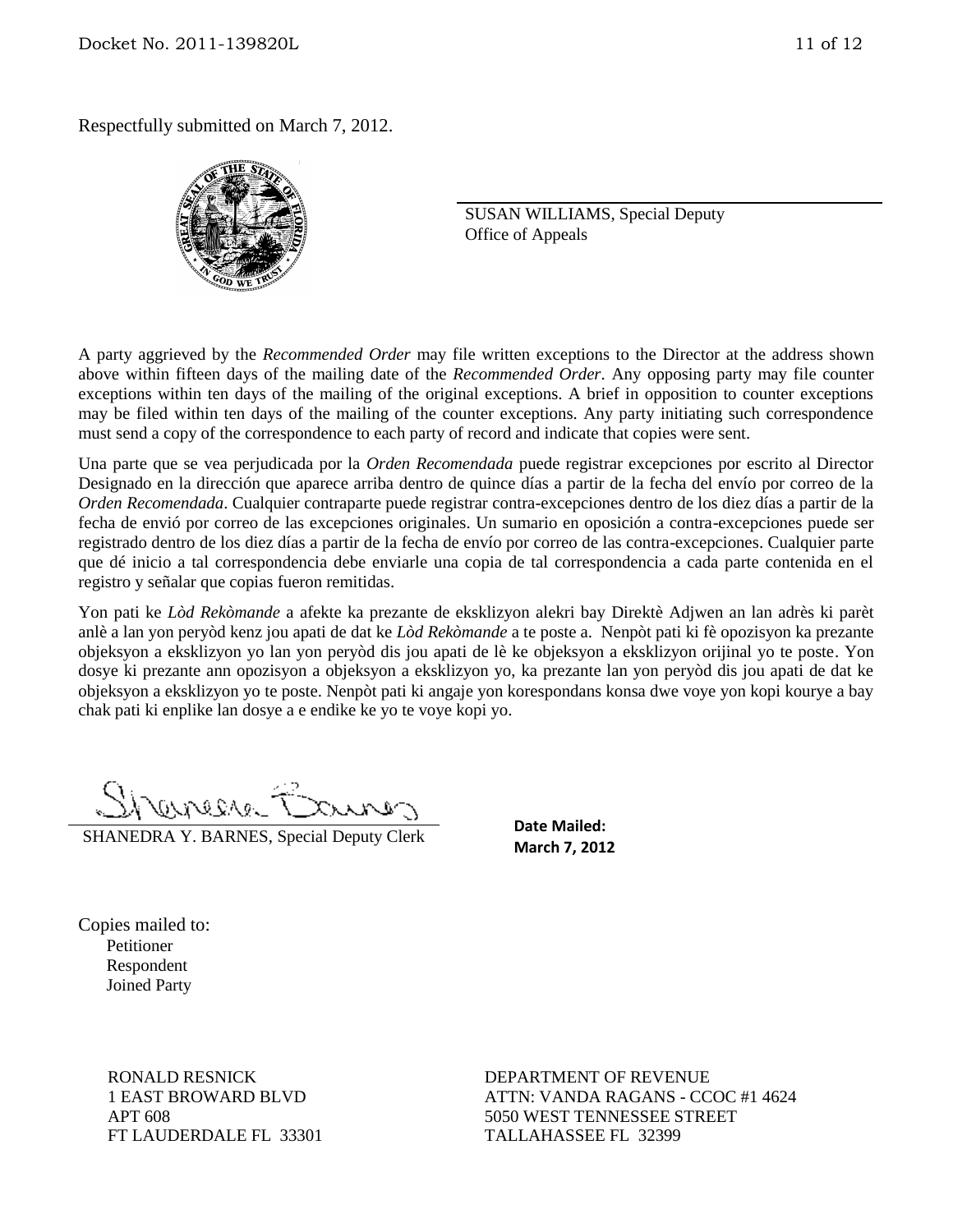Respectfully submitted on March 7, 2012.

SUSAN WILLIAMS, Special Deputy
Office of Appeals

A party aggrieved by the *Recommended Order* may file written exceptions to the Director at the address shown above within fifteen days of the mailing date of the *Recommended Order*. Any opposing party may file counter exceptions within ten days of the mailing of the original exceptions. A brief in opposition to counter exceptions may be filed within ten days of the mailing of the counter exceptions. Any party initiating such correspondence must send a copy of the correspondence to each party of record and indicate that copies were sent.

Una parte que se vea perjudicada por la *Orden Recomendada* puede registrar excepciones por escrito al Director Designado en la dirección que aparece arriba dentro de quince días a partir de la fecha del envío por correo de la *Orden Recomendada*. Cualquier contraparte puede registrar contra-excepciones dentro de los diez días a partir de la fecha de envió por correo de las excepciones originales. Un sumario en oposición a contra-excepciones puede ser registrado dentro de los diez días a partir de la fecha de envío por correo de las contra-excepciones. Cualquier parte que dé inicio a tal correspondencia debe enviarle una copia de tal correspondencia a cada parte contenida en el registro y señalar que copias fueron remitidas.

Yon pati ke *Lòd Rekòmande* a afekte ka prezante de eksklizyon alekri bay Direktè Adjwen an lan adrès ki parèt anlè a lan yon peryòd kenz jou apati de dat ke *Lòd Rekòmande* a te poste a. Nenpòt pati ki fè opozisyon ka prezante objeksyon a eksklizyon yo lan yon peryòd dis jou apati de lè ke objeksyon a eksklizyon orijinal yo te poste. Yon dosye ki prezante ann opozisyon a objeksyon a eksklizyon yo, ka prezante lan yon peryòd dis jou apati de dat ke objeksyon a eksklizyon yo te poste. Nenpòt pati ki angaje yon korespondans konsa dwe voye yon kopi kourye a bay chak pati ki enplike lan dosye a e endike ke yo te voye kopi yo.

SHANEDRA Y. BARNES, Special Deputy Clerk

**Date Mailed:**
**March 7, 2012**

Copies mailed to:
Petitioner
Respondent
Joined Party

RONALD RESNICK
1 EAST BROWARD BLVD
APT 608
FT LAUDERDALE FL 33301

DEPARTMENT OF REVENUE
ATTN: VANDA RAGANS - CCOC #1 4624
5050 WEST TENNESSEE STREET
TALLAHASSEE FL 32399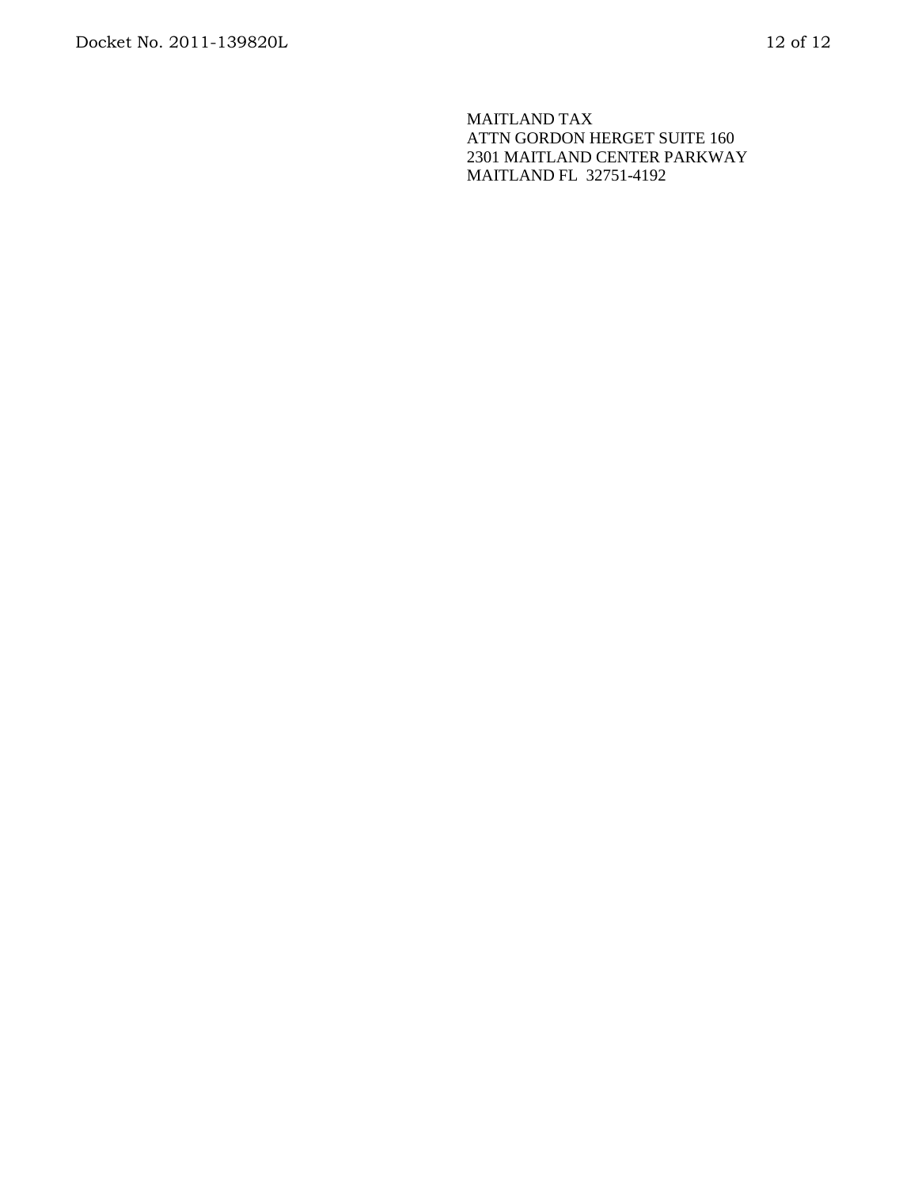MAITLAND TAX
ATTN GORDON HERGET SUITE 160
2301 MAITLAND CENTER PARKWAY
MAITLAND FL  32751-4192